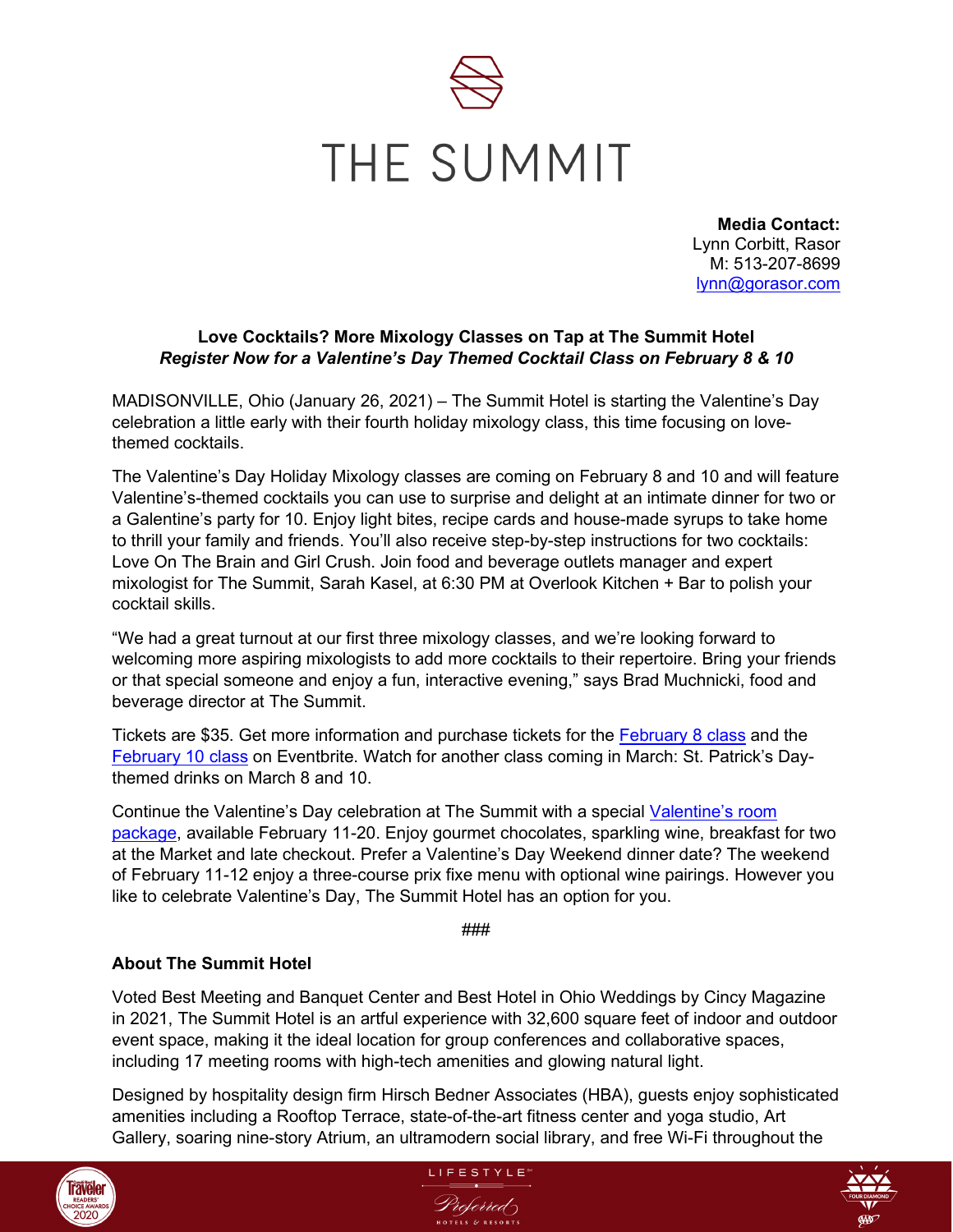# THE SUMMIT

**Media Contact:**
Lynn Corbitt, Rasor
M: 513-207-8699
lynn@gorasor.com

**Love Cocktails? More Mixology Classes on Tap at The Summit Hotel**
***Register Now for a Valentine's Day Themed Cocktail Class on February 8 & 10***

MADISONVILLE, Ohio (January 26, 2021) – The Summit Hotel is starting the Valentine's Day celebration a little early with their fourth holiday mixology class, this time focusing on love-themed cocktails.

The Valentine's Day Holiday Mixology classes are coming on February 8 and 10 and will feature Valentine's-themed cocktails you can use to surprise and delight at an intimate dinner for two or a Galentine's party for 10. Enjoy light bites, recipe cards and house-made syrups to take home to thrill your family and friends. You'll also receive step-by-step instructions for two cocktails: Love On The Brain and Girl Crush. Join food and beverage outlets manager and expert mixologist for The Summit, Sarah Kasel, at 6:30 PM at Overlook Kitchen + Bar to polish your cocktail skills.

"We had a great turnout at our first three mixology classes, and we're looking forward to welcoming more aspiring mixologists to add more cocktails to their repertoire. Bring your friends or that special someone and enjoy a fun, interactive evening," says Brad Muchnicki, food and beverage director at The Summit.

Tickets are $35. Get more information and purchase tickets for the February 8 class and the February 10 class on Eventbrite. Watch for another class coming in March: St. Patrick's Day-themed drinks on March 8 and 10.

Continue the Valentine's Day celebration at The Summit with a special Valentine's room package, available February 11-20. Enjoy gourmet chocolates, sparkling wine, breakfast for two at the Market and late checkout. Prefer a Valentine's Day Weekend dinner date? The weekend of February 11-12 enjoy a three-course prix fixe menu with optional wine pairings. However you like to celebrate Valentine's Day, The Summit Hotel has an option for you.

###

**About The Summit Hotel**

Voted Best Meeting and Banquet Center and Best Hotel in Ohio Weddings by Cincy Magazine in 2021, The Summit Hotel is an artful experience with 32,600 square feet of indoor and outdoor event space, making it the ideal location for group conferences and collaborative spaces, including 17 meeting rooms with high-tech amenities and glowing natural light.

Designed by hospitality design firm Hirsch Bedner Associates (HBA), guests enjoy sophisticated amenities including a Rooftop Terrace, state-of-the-art fitness center and yoga studio, Art Gallery, soaring nine-story Atrium, an ultramodern social library, and free Wi-Fi throughout the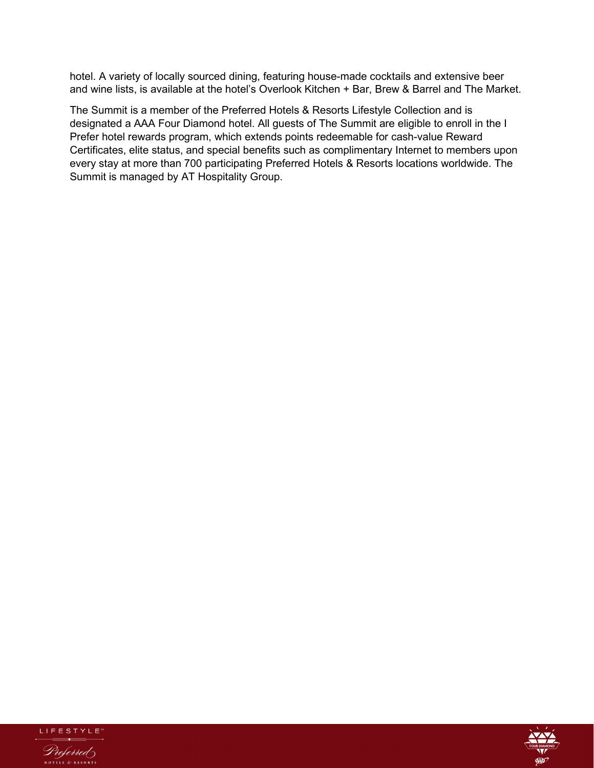hotel. A variety of locally sourced dining, featuring house-made cocktails and extensive beer and wine lists, is available at the hotel's Overlook Kitchen + Bar, Brew & Barrel and The Market.

The Summit is a member of the Preferred Hotels & Resorts Lifestyle Collection and is designated a AAA Four Diamond hotel. All guests of The Summit are eligible to enroll in the I Prefer hotel rewards program, which extends points redeemable for cash-value Reward Certificates, elite status, and special benefits such as complimentary Internet to members upon every stay at more than 700 participating Preferred Hotels & Resorts locations worldwide. The Summit is managed by AT Hospitality Group.